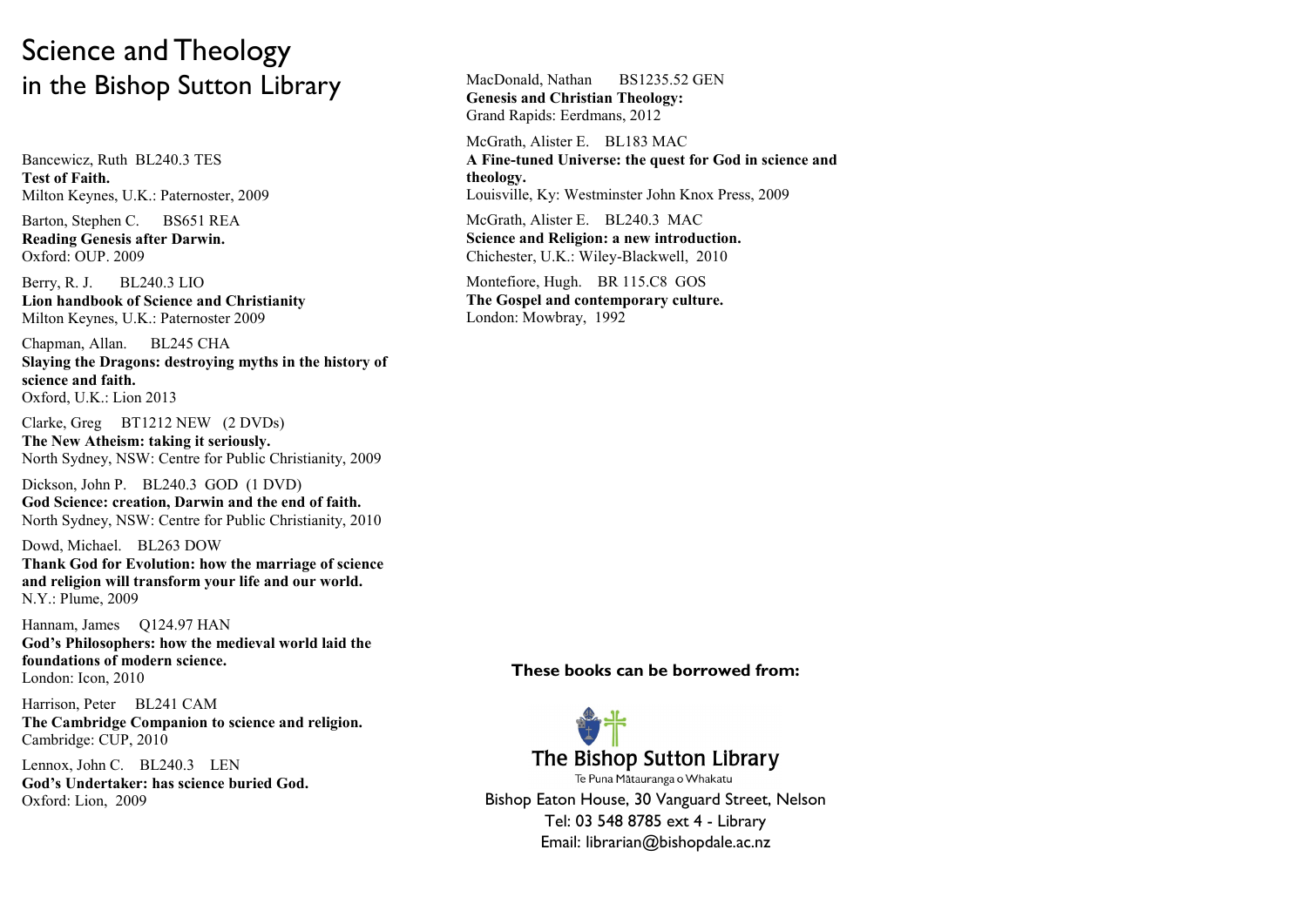# Science and Theology in the Bishop Sutton Library

Bancewicz, Ruth BL240.3 TES
**Test of Faith.**
Milton Keynes, U.K.: Paternoster, 2009

Barton, Stephen C. BS651 REA
**Reading Genesis after Darwin.**
Oxford: OUP. 2009

Berry, R. J. BL240.3 LIO
**Lion handbook of Science and Christianity**
Milton Keynes, U.K.: Paternoster 2009

Chapman, Allan. BL245 CHA
**Slaying the Dragons: destroying myths in the history of science and faith.**
Oxford, U.K.: Lion 2013

Clarke, Greg BT1212 NEW (2 DVDs)
**The New Atheism: taking it seriously.**
North Sydney, NSW: Centre for Public Christianity, 2009

Dickson, John P. BL240.3 GOD (1 DVD)
**God Science: creation, Darwin and the end of faith.**
North Sydney, NSW: Centre for Public Christianity, 2010

Dowd, Michael. BL263 DOW
**Thank God for Evolution: how the marriage of science and religion will transform your life and our world.**
N.Y.: Plume, 2009

Hannam, James Q124.97 HAN
**God's Philosophers: how the medieval world laid the foundations of modern science.**
London: Icon, 2010

Harrison, Peter BL241 CAM
**The Cambridge Companion to science and religion.**
Cambridge: CUP, 2010

Lennox, John C. BL240.3 LEN
**God's Undertaker: has science buried God.**
Oxford: Lion, 2009

MacDonald, Nathan BS1235.52 GEN
**Genesis and Christian Theology:**
Grand Rapids: Eerdmans, 2012

McGrath, Alister E. BL183 MAC
**A Fine-tuned Universe: the quest for God in science and theology.**
Louisville, Ky: Westminster John Knox Press, 2009

McGrath, Alister E. BL240.3 MAC
**Science and Religion: a new introduction.**
Chichester, U.K.: Wiley-Blackwell, 2010

Montefiore, Hugh. BR 115.C8 GOS
**The Gospel and contemporary culture.**
London: Mowbray, 1992

**These books can be borrowed from:**

The Bishop Sutton Library
Te Puna Mātauranga o Whakatu
Bishop Eaton House, 30 Vanguard Street, Nelson
Tel: 03 548 8785 ext 4 - Library
Email: librarian@bishopdale.ac.nz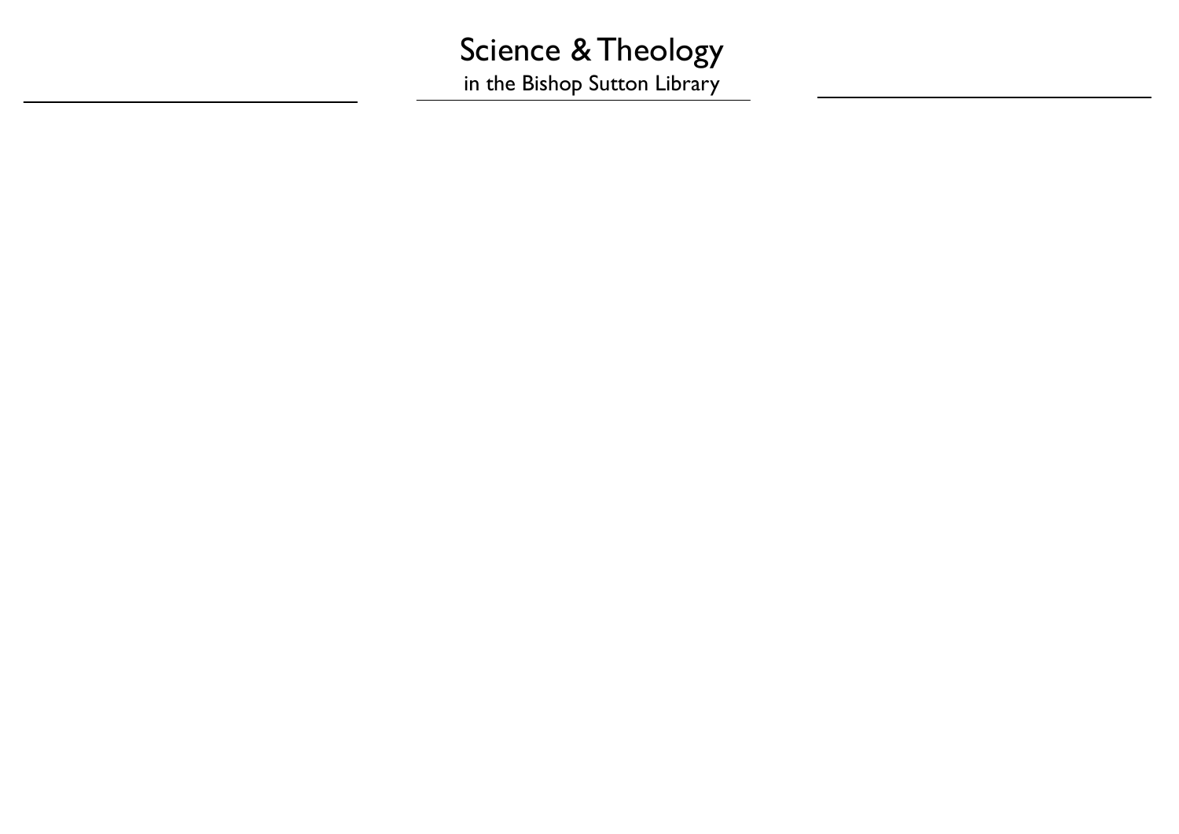# Science & Theology

in the Bishop Sutton Library